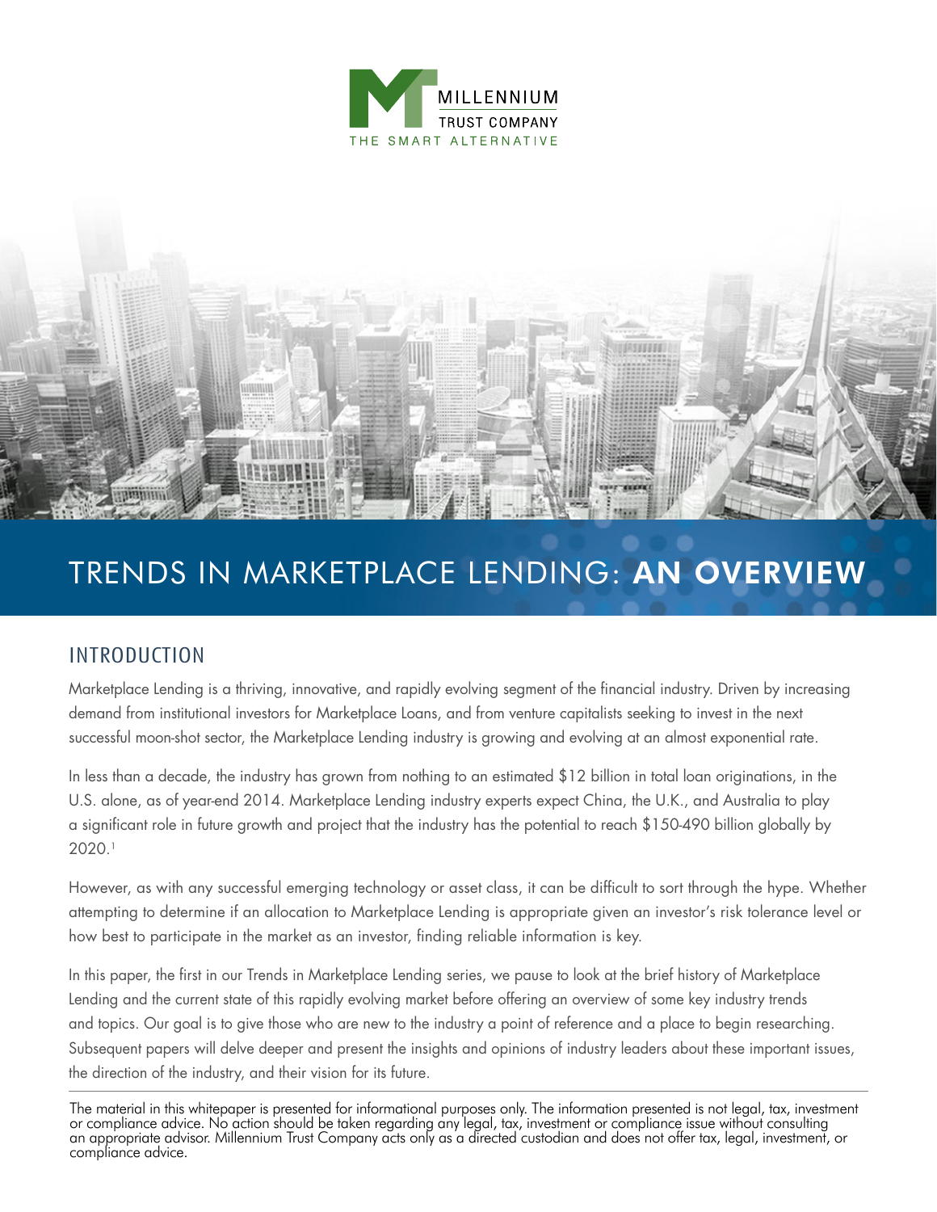MILLENNIUM TRUST COMPANY

THE SMART ALTERNATIVE

# TRENDS IN MARKETPLACE LENDING: **AN OVERVIEW**

## INTRODUCTION

Marketplace Lending is a thriving, innovative, and rapidly evolving segment of the financial industry. Driven by increasing demand from institutional investors for Marketplace Loans, and from venture capitalists seeking to invest in the next successful moon-shot sector, the Marketplace Lending industry is growing and evolving at an almost exponential rate.

In less than a decade, the industry has grown from nothing to an estimated $12 billion in total loan originations, in the U.S. alone, as of year-end 2014. Marketplace Lending industry experts expect China, the U.K., and Australia to play a significant role in future growth and project that the industry has the potential to reach $150-490 billion globally by 2020.[1]

However, as with any successful emerging technology or asset class, it can be difficult to sort through the hype. Whether attempting to determine if an allocation to Marketplace Lending is appropriate given an investor's risk tolerance level or how best to participate in the market as an investor, finding reliable information is key.

In this paper, the first in our Trends in Marketplace Lending series, we pause to look at the brief history of Marketplace Lending and the current state of this rapidly evolving market before offering an overview of some key industry trends and topics. Our goal is to give those who are new to the industry a point of reference and a place to begin researching. Subsequent papers will delve deeper and present the insights and opinions of industry leaders about these important issues, the direction of the industry, and their vision for its future.

---

The material in this whitepaper is presented for informational purposes only. The information presented is not legal, tax, investment or compliance advice. No action should be taken regarding any legal, tax, investment or compliance issue without consulting an appropriate advisor. Millennium Trust Company acts only as a directed custodian and does not offer tax, legal, investment, or compliance advice.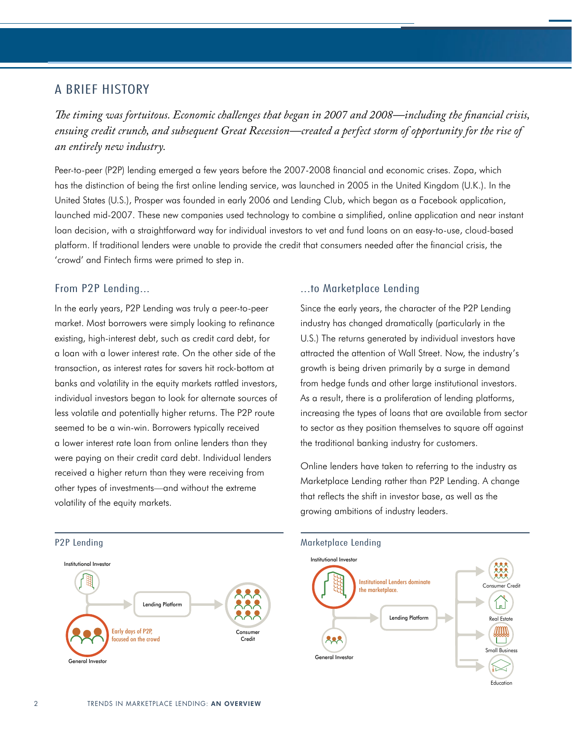# A BRIEF HISTORY

*The timing was fortuitous. Economic challenges that began in 2007 and 2008—including the financial crisis, ensuing credit crunch, and subsequent Great Recession—created a perfect storm of opportunity for the rise of an entirely new industry.*

Peer-to-peer (P2P) lending emerged a few years before the 2007-2008 financial and economic crises. Zopa, which has the distinction of being the first online lending service, was launched in 2005 in the United Kingdom (U.K.). In the United States (U.S.), Prosper was founded in early 2006 and Lending Club, which began as a Facebook application, launched mid-2007. These new companies used technology to combine a simplified, online application and near instant loan decision, with a straightforward way for individual investors to vet and fund loans on an easy-to-use, cloud-based platform. If traditional lenders were unable to provide the credit that consumers needed after the financial crisis, the 'crowd' and Fintech firms were primed to step in.

## From P2P Lending...

In the early years, P2P Lending was truly a peer-to-peer market. Most borrowers were simply looking to refinance existing, high-interest debt, such as credit card debt, for a loan with a lower interest rate. On the other side of the transaction, as interest rates for savers hit rock-bottom at banks and volatility in the equity markets rattled investors, individual investors began to look for alternate sources of less volatile and potentially higher returns. The P2P route seemed to be a win-win. Borrowers typically received a lower interest rate loan from online lenders than they were paying on their credit card debt. Individual lenders received a higher return than they were receiving from other types of investments—and without the extreme volatility of the equity markets.

## ...to Marketplace Lending

Since the early years, the character of the P2P Lending industry has changed dramatically (particularly in the U.S.) The returns generated by individual investors have attracted the attention of Wall Street. Now, the industry's growth is being driven primarily by a surge in demand from hedge funds and other large institutional investors. As a result, there is a proliferation of lending platforms, increasing the types of loans that are available from sector to sector as they position themselves to square off against the traditional banking industry for customers.

Online lenders have taken to referring to the industry as Marketplace Lending rather than P2P Lending. A change that reflects the shift in investor base, as well as the growing ambitions of industry leaders.

### P2P Lending

Institutional Investor

Lending Platform

Consumer Credit

Early days of P2P, focused on the crowd

General Investor

### Marketplace Lending

Institutional Investor

Institutional Lenders dominate the marketplace.

Lending Platform

Consumer Credit

Real Estate

Small Business

Education

General Investor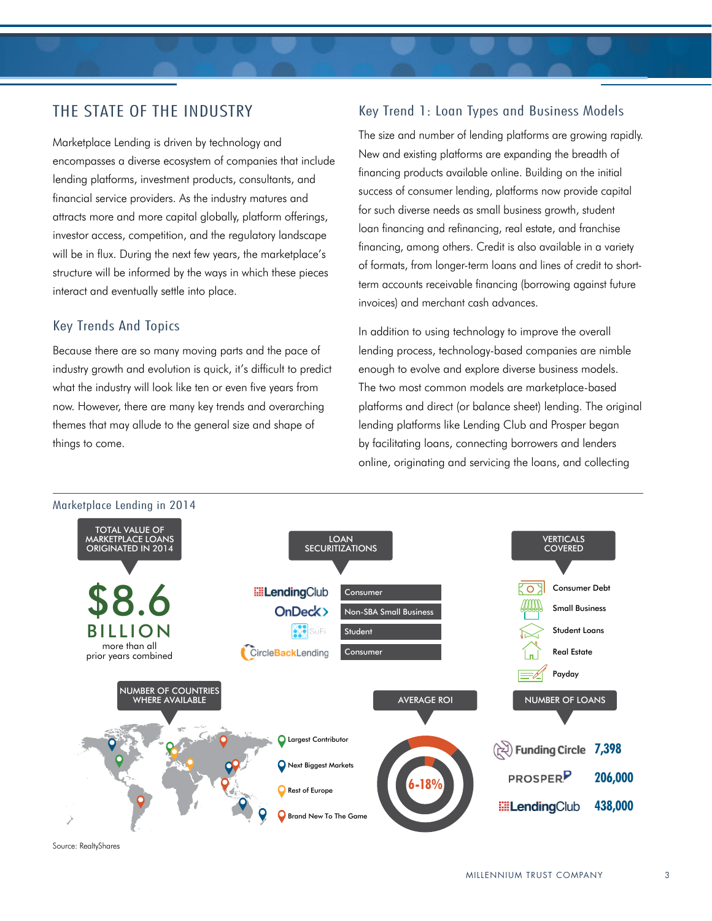## THE STATE OF THE INDUSTRY

Marketplace Lending is driven by technology and encompasses a diverse ecosystem of companies that include lending platforms, investment products, consultants, and financial service providers. As the industry matures and attracts more and more capital globally, platform offerings, investor access, competition, and the regulatory landscape will be in flux. During the next few years, the marketplace's structure will be informed by the ways in which these pieces interact and eventually settle into place.

### Key Trends And Topics

Because there are so many moving parts and the pace of industry growth and evolution is quick, it's difficult to predict what the industry will look like ten or even five years from now. However, there are many key trends and overarching themes that may allude to the general size and shape of things to come.

### Key Trend 1: Loan Types and Business Models

The size and number of lending platforms are growing rapidly. New and existing platforms are expanding the breadth of financing products available online. Building on the initial success of consumer lending, platforms now provide capital for such diverse needs as small business growth, student loan financing and refinancing, real estate, and franchise financing, among others. Credit is also available in a variety of formats, from longer-term loans and lines of credit to short-term accounts receivable financing (borrowing against future invoices) and merchant cash advances.

In addition to using technology to improve the overall lending process, technology-based companies are nimble enough to evolve and explore diverse business models. The two most common models are marketplace-based platforms and direct (or balance sheet) lending. The original lending platforms like Lending Club and Prosper began by facilitating loans, connecting borrowers and lenders online, originating and servicing the loans, and collecting

### Marketplace Lending in 2014

**TOTAL VALUE OF MARKETPLACE LOANS ORIGINATED IN 2014**

**$8.6 BILLION**
more than all prior years combined

**LOAN SECURITIZATIONS**

| Platform | Type |
| --- | --- |
| LendingClub | Consumer |
| OnDeck | Non-SBA Small Business |
| SoFi | Student |
| CircleBackLending | Consumer |

**VERTICALS COVERED**

- Consumer Debt
- Small Business
- Student Loans
- Real Estate
- Payday

**NUMBER OF COUNTRIES WHERE AVAILABLE**

- Largest Contributor
- Next Biggest Markets
- Rest of Europe
- Brand New To The Game

**AVERAGE ROI**

6-18%

**NUMBER OF LOANS**

| Platform | Number of Loans |
| --- | --- |
| Funding Circle | 7,398 |
| PROSPER | 206,000 |
| LendingClub | 438,000 |

Source: RealtyShares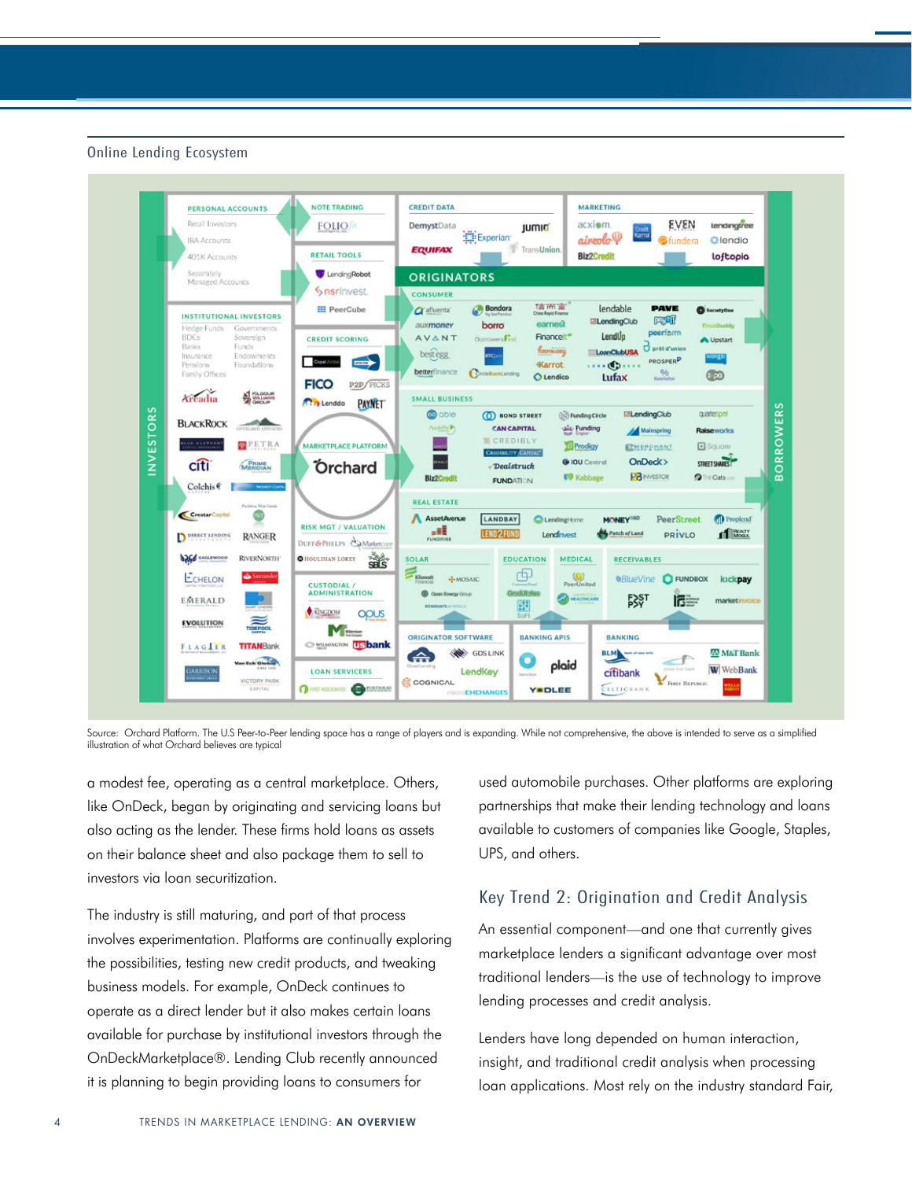Online Lending Ecosystem

Source: Orchard Platform. The U.S Peer-to-Peer lending space has a range of players and is expanding. While not comprehensive, the above is intended to serve as a simplified illustration of what Orchard believes are typical

a modest fee, operating as a central marketplace. Others, like OnDeck, began by originating and servicing loans but also acting as the lender. These firms hold loans as assets on their balance sheet and also package them to sell to investors via loan securitization.

The industry is still maturing, and part of that process involves experimentation. Platforms are continually exploring the possibilities, testing new credit products, and tweaking business models. For example, OnDeck continues to operate as a direct lender but it also makes certain loans available for purchase by institutional investors through the OnDeckMarketplace®. Lending Club recently announced it is planning to begin providing loans to consumers for used automobile purchases. Other platforms are exploring partnerships that make their lending technology and loans available to customers of companies like Google, Staples, UPS, and others.

## Key Trend 2: Origination and Credit Analysis

An essential component—and one that currently gives marketplace lenders a significant advantage over most traditional lenders—is the use of technology to improve lending processes and credit analysis.

Lenders have long depended on human interaction, insight, and traditional credit analysis when processing loan applications. Most rely on the industry standard Fair,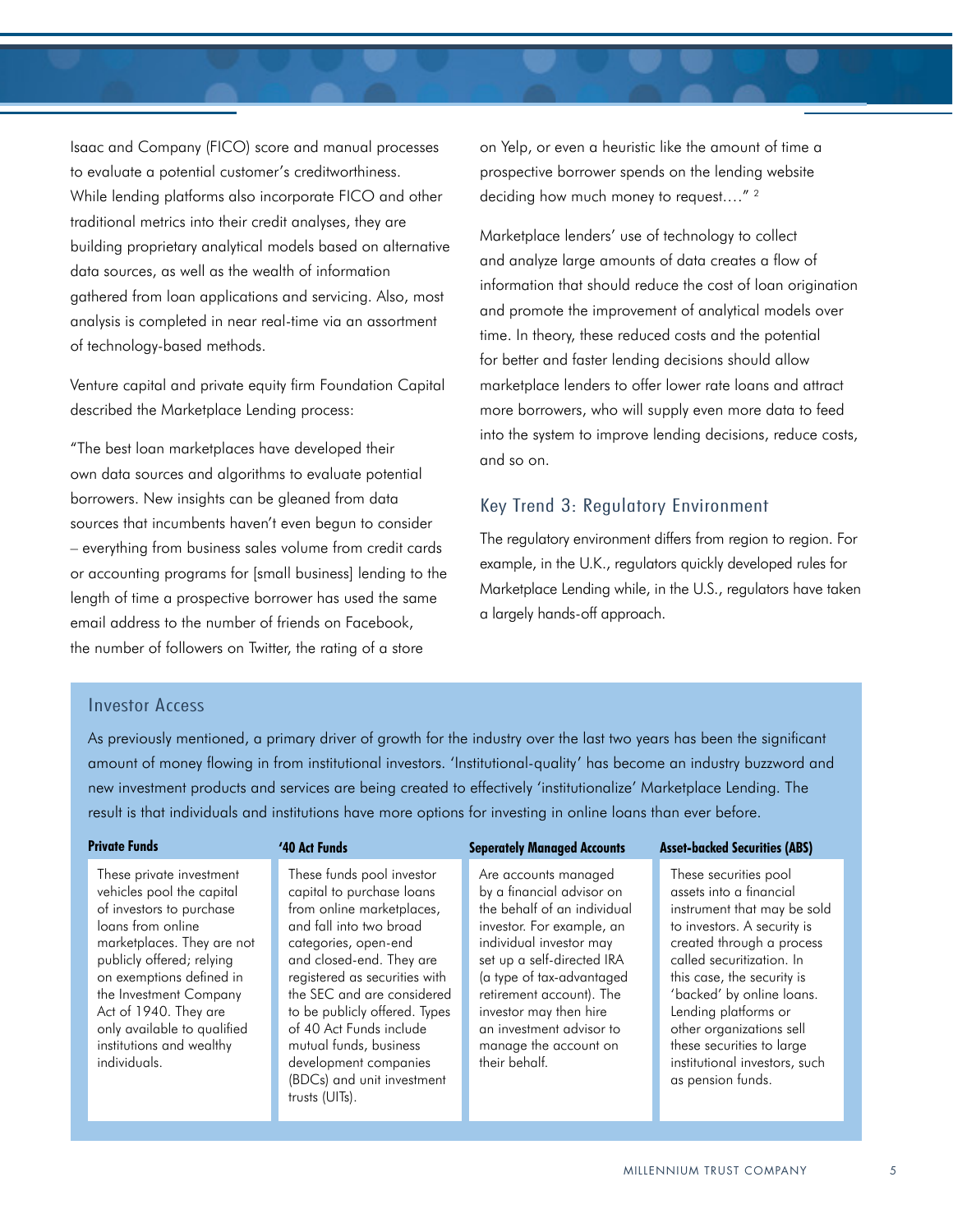Isaac and Company (FICO) score and manual processes to evaluate a potential customer's creditworthiness. While lending platforms also incorporate FICO and other traditional metrics into their credit analyses, they are building proprietary analytical models based on alternative data sources, as well as the wealth of information gathered from loan applications and servicing. Also, most analysis is completed in near real-time via an assortment of technology-based methods.

Venture capital and private equity firm Foundation Capital described the Marketplace Lending process:

"The best loan marketplaces have developed their own data sources and algorithms to evaluate potential borrowers. New insights can be gleaned from data sources that incumbents haven't even begun to consider – everything from business sales volume from credit cards or accounting programs for [small business] lending to the length of time a prospective borrower has used the same email address to the number of friends on Facebook, the number of followers on Twitter, the rating of a store on Yelp, or even a heuristic like the amount of time a prospective borrower spends on the lending website deciding how much money to request…." [2]

Marketplace lenders' use of technology to collect and analyze large amounts of data creates a flow of information that should reduce the cost of loan origination and promote the improvement of analytical models over time. In theory, these reduced costs and the potential for better and faster lending decisions should allow marketplace lenders to offer lower rate loans and attract more borrowers, who will supply even more data to feed into the system to improve lending decisions, reduce costs, and so on.

## Key Trend 3: Regulatory Environment

The regulatory environment differs from region to region. For example, in the U.K., regulators quickly developed rules for Marketplace Lending while, in the U.S., regulators have taken a largely hands-off approach.

### Investor Access

As previously mentioned, a primary driver of growth for the industry over the last two years has been the significant amount of money flowing in from institutional investors. 'Institutional-quality' has become an industry buzzword and new investment products and services are being created to effectively 'institutionalize' Marketplace Lending. The result is that individuals and institutions have more options for investing in online loans than ever before.

| Private Funds | '40 Act Funds | Seperately Managed Accounts | Asset-backed Securities (ABS) |
|---|---|---|---|
| These private investment vehicles pool the capital of investors to purchase loans from online marketplaces. They are not publicly offered; relying on exemptions defined in the Investment Company Act of 1940. They are only available to qualified institutions and wealthy individuals. | These funds pool investor capital to purchase loans from online marketplaces, and fall into two broad categories, open-end and closed-end. They are registered as securities with the SEC and are considered to be publicly offered. Types of 40 Act Funds include mutual funds, business development companies (BDCs) and unit investment trusts (UITs). | Are accounts managed by a financial advisor on the behalf of an individual investor. For example, an individual investor may set up a self-directed IRA (a type of tax-advantaged retirement account). The investor may then hire an investment advisor to manage the account on their behalf. | These securities pool assets into a financial instrument that may be sold to investors. A security is created through a process called securitization. In this case, the security is 'backed' by online loans. Lending platforms or other organizations sell these securities to large institutional investors, such as pension funds. |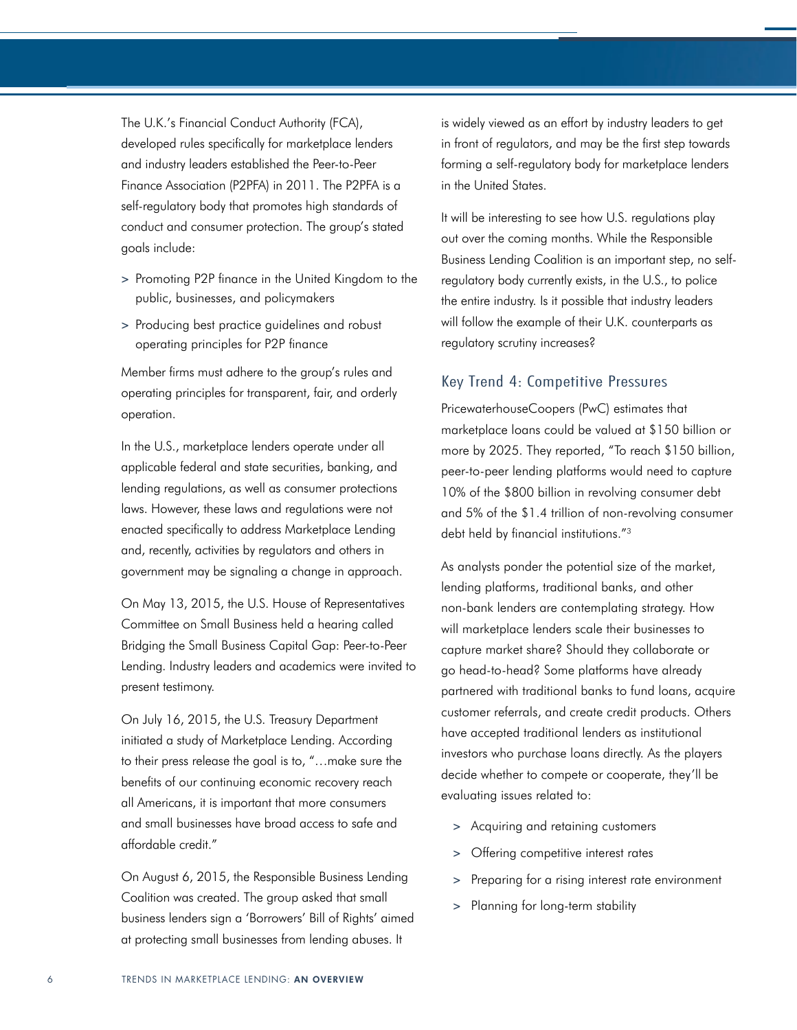The U.K.'s Financial Conduct Authority (FCA), developed rules specifically for marketplace lenders and industry leaders established the Peer-to-Peer Finance Association (P2PFA) in 2011. The P2PFA is a self-regulatory body that promotes high standards of conduct and consumer protection. The group's stated goals include:

> Promoting P2P finance in the United Kingdom to the public, businesses, and policymakers

> Producing best practice guidelines and robust operating principles for P2P finance

Member firms must adhere to the group's rules and operating principles for transparent, fair, and orderly operation.

In the U.S., marketplace lenders operate under all applicable federal and state securities, banking, and lending regulations, as well as consumer protections laws. However, these laws and regulations were not enacted specifically to address Marketplace Lending and, recently, activities by regulators and others in government may be signaling a change in approach.

On May 13, 2015, the U.S. House of Representatives Committee on Small Business held a hearing called Bridging the Small Business Capital Gap: Peer-to-Peer Lending. Industry leaders and academics were invited to present testimony.

On July 16, 2015, the U.S. Treasury Department initiated a study of Marketplace Lending. According to their press release the goal is to, "…make sure the benefits of our continuing economic recovery reach all Americans, it is important that more consumers and small businesses have broad access to safe and affordable credit."

On August 6, 2015, the Responsible Business Lending Coalition was created. The group asked that small business lenders sign a 'Borrowers' Bill of Rights' aimed at protecting small businesses from lending abuses. It is widely viewed as an effort by industry leaders to get in front of regulators, and may be the first step towards forming a self-regulatory body for marketplace lenders in the United States.

It will be interesting to see how U.S. regulations play out over the coming months. While the Responsible Business Lending Coalition is an important step, no self-regulatory body currently exists, in the U.S., to police the entire industry. Is it possible that industry leaders will follow the example of their U.K. counterparts as regulatory scrutiny increases?

## Key Trend 4: Competitive Pressures

PricewaterhouseCoopers (PwC) estimates that marketplace loans could be valued at $150 billion or more by 2025. They reported, "To reach $150 billion, peer-to-peer lending platforms would need to capture 10% of the $800 billion in revolving consumer debt and 5% of the $1.4 trillion of non-revolving consumer debt held by financial institutions."[3]

As analysts ponder the potential size of the market, lending platforms, traditional banks, and other non-bank lenders are contemplating strategy. How will marketplace lenders scale their businesses to capture market share? Should they collaborate or go head-to-head? Some platforms have already partnered with traditional banks to fund loans, acquire customer referrals, and create credit products. Others have accepted traditional lenders as institutional investors who purchase loans directly. As the players decide whether to compete or cooperate, they'll be evaluating issues related to:

> Acquiring and retaining customers

> Offering competitive interest rates

> Preparing for a rising interest rate environment

> Planning for long-term stability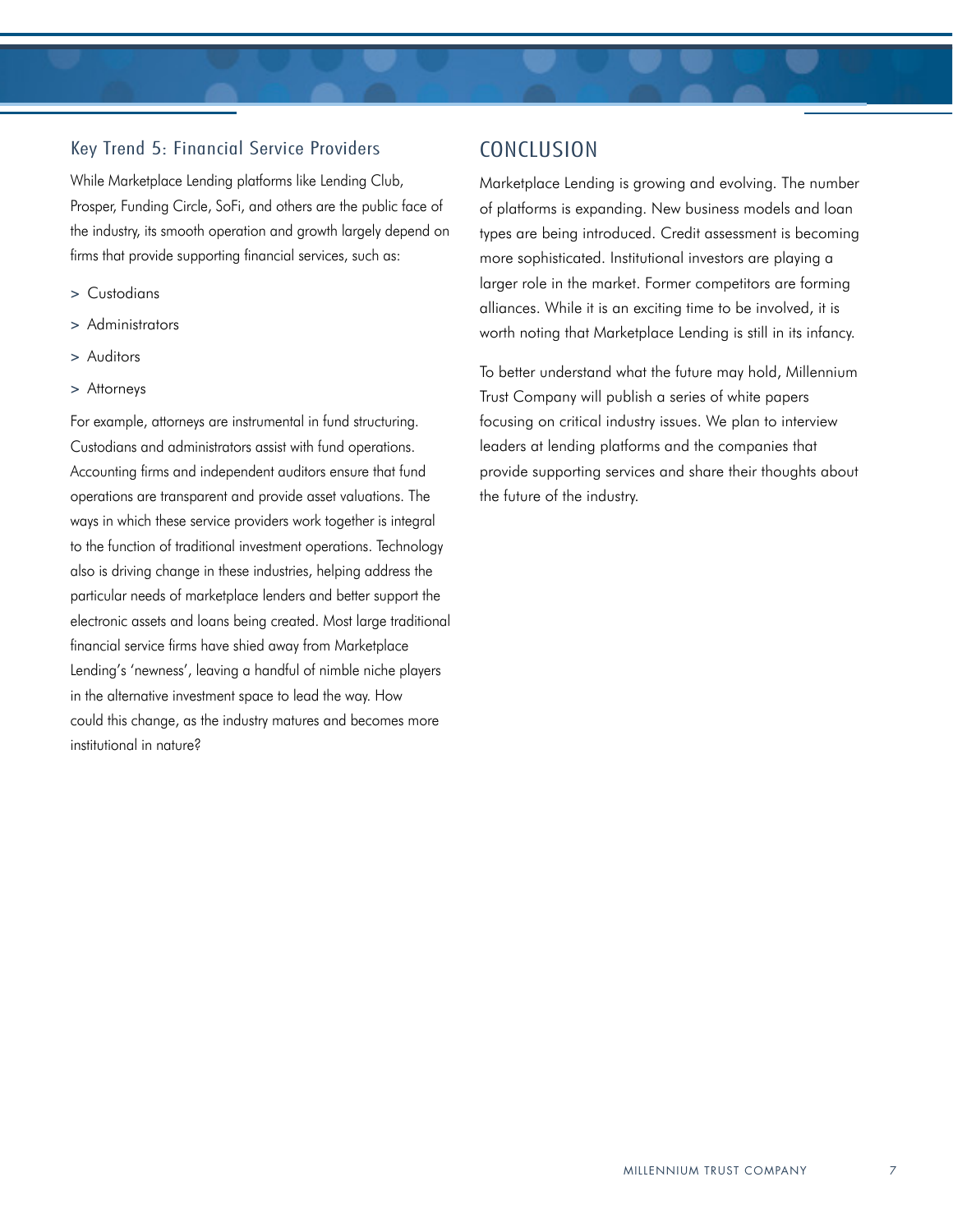### Key Trend 5: Financial Service Providers

While Marketplace Lending platforms like Lending Club, Prosper, Funding Circle, SoFi, and others are the public face of the industry, its smooth operation and growth largely depend on firms that provide supporting financial services, such as:

- Custodians
- Administrators
- Auditors
- Attorneys

For example, attorneys are instrumental in fund structuring. Custodians and administrators assist with fund operations. Accounting firms and independent auditors ensure that fund operations are transparent and provide asset valuations. The ways in which these service providers work together is integral to the function of traditional investment operations. Technology also is driving change in these industries, helping address the particular needs of marketplace lenders and better support the electronic assets and loans being created. Most large traditional financial service firms have shied away from Marketplace Lending's 'newness', leaving a handful of nimble niche players in the alternative investment space to lead the way. How could this change, as the industry matures and becomes more institutional in nature?

## CONCLUSION

Marketplace Lending is growing and evolving. The number of platforms is expanding. New business models and loan types are being introduced. Credit assessment is becoming more sophisticated. Institutional investors are playing a larger role in the market. Former competitors are forming alliances. While it is an exciting time to be involved, it is worth noting that Marketplace Lending is still in its infancy.

To better understand what the future may hold, Millennium Trust Company will publish a series of white papers focusing on critical industry issues. We plan to interview leaders at lending platforms and the companies that provide supporting services and share their thoughts about the future of the industry.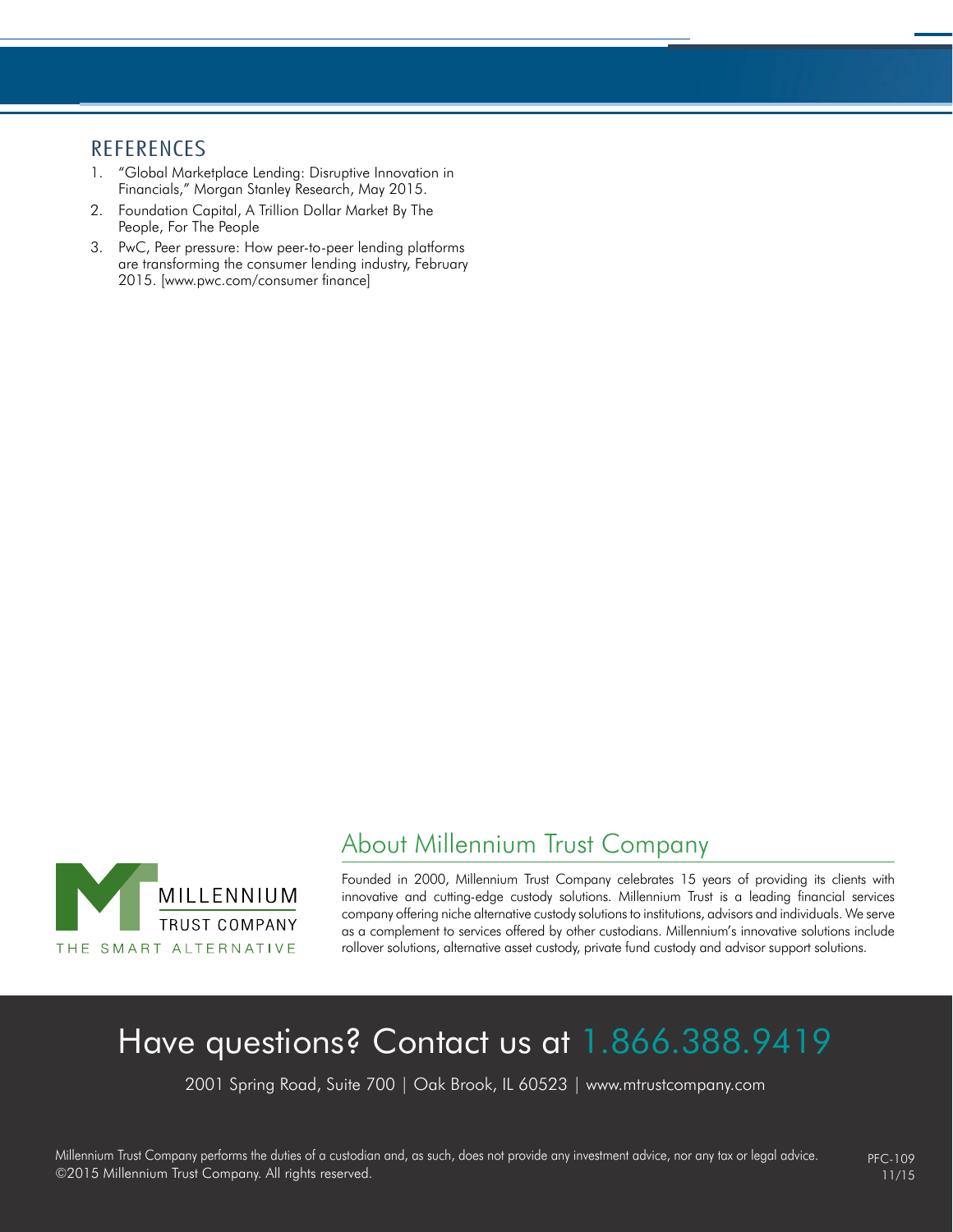## REFERENCES

1. "Global Marketplace Lending: Disruptive Innovation in Financials," Morgan Stanley Research, May 2015.
2. Foundation Capital, A Trillion Dollar Market By The People, For The People
3. PwC, Peer pressure: How peer-to-peer lending platforms are transforming the consumer lending industry, February 2015. [www.pwc.com/consumer finance]

MILLENNIUM TRUST COMPANY
THE SMART ALTERNATIVE

## About Millennium Trust Company

Founded in 2000, Millennium Trust Company celebrates 15 years of providing its clients with innovative and cutting-edge custody solutions. Millennium Trust is a leading financial services company offering niche alternative custody solutions to institutions, advisors and individuals. We serve as a complement to services offered by other custodians. Millennium's innovative solutions include rollover solutions, alternative asset custody, private fund custody and advisor support solutions.

## Have questions? Contact us at 1.866.388.9419

2001 Spring Road, Suite 700 | Oak Brook, IL 60523 | www.mtrustcompany.com

Millennium Trust Company performs the duties of a custodian and, as such, does not provide any investment advice, nor any tax or legal advice.
©2015 Millennium Trust Company. All rights reserved.

PFC-109
11/15